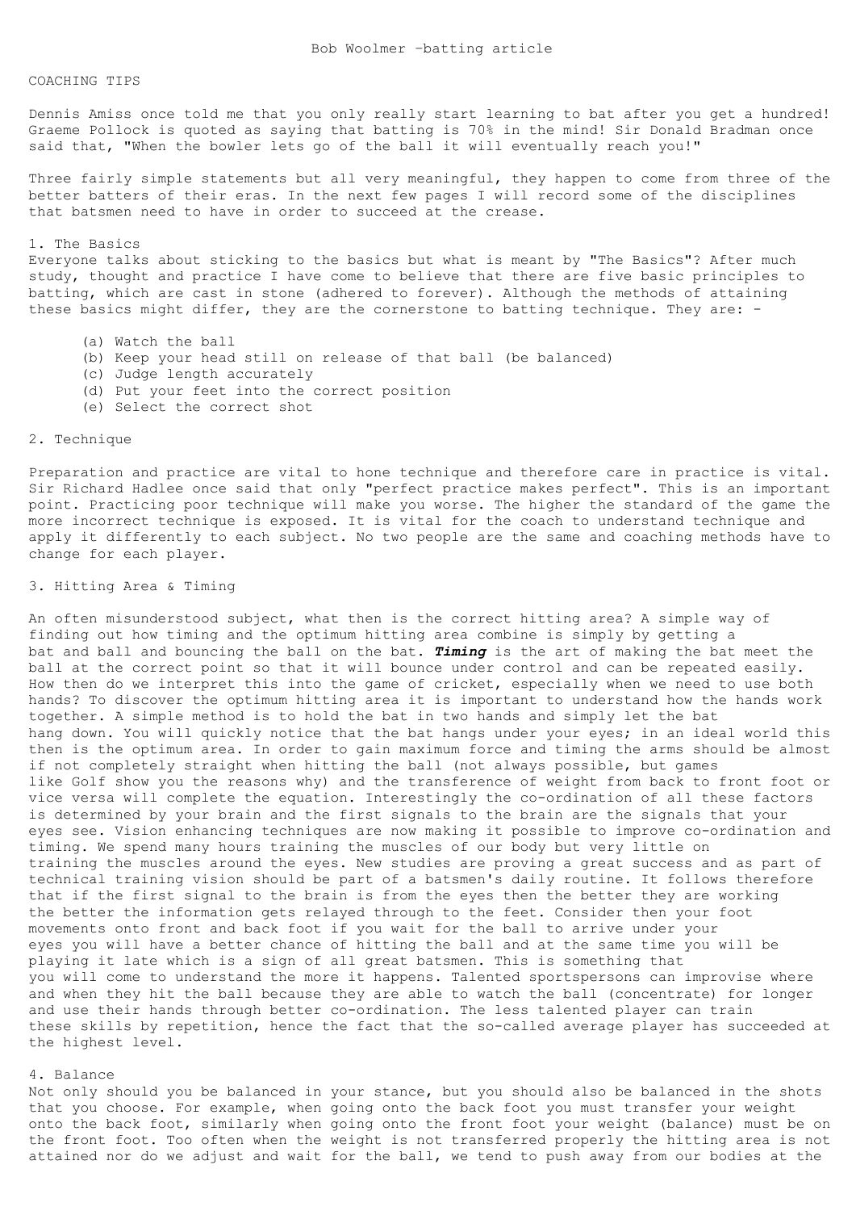Bob Woolmer –batting article

COACHING TIPS

Dennis Amiss once told me that you only really start learning to bat after you get a hundred! Graeme Pollock is quoted as saying that batting is 70% in the mind! Sir Donald Bradman once said that, "When the bowler lets go of the ball it will eventually reach you!"

Three fairly simple statements but all very meaningful, they happen to come from three of the better batters of their eras. In the next few pages I will record some of the disciplines that batsmen need to have in order to succeed at the crease.

## 1. The Basics

Everyone talks about sticking to the basics but what is meant by "The Basics"? After much study, thought and practice I have come to believe that there are five basic principles to batting, which are cast in stone (adhered to forever). Although the methods of attaining these basics might differ, they are the cornerstone to batting technique. They are: -

(a) Watch the ball
(b) Keep your head still on release of that ball (be balanced)
(c) Judge length accurately
(d) Put your feet into the correct position
(e) Select the correct shot

## 2. Technique

Preparation and practice are vital to hone technique and therefore care in practice is vital. Sir Richard Hadlee once said that only "perfect practice makes perfect". This is an important point. Practicing poor technique will make you worse. The higher the standard of the game the more incorrect technique is exposed. It is vital for the coach to understand technique and apply it differently to each subject. No two people are the same and coaching methods have to change for each player.

## 3. Hitting Area & Timing

An often misunderstood subject, what then is the correct hitting area? A simple way of finding out how timing and the optimum hitting area combine is simply by getting a bat and ball and bouncing the ball on the bat. ***Timing*** is the art of making the bat meet the ball at the correct point so that it will bounce under control and can be repeated easily. How then do we interpret this into the game of cricket, especially when we need to use both hands? To discover the optimum hitting area it is important to understand how the hands work together. A simple method is to hold the bat in two hands and simply let the bat hang down. You will quickly notice that the bat hangs under your eyes; in an ideal world this then is the optimum area. In order to gain maximum force and timing the arms should be almost if not completely straight when hitting the ball (not always possible, but games like Golf show you the reasons why) and the transference of weight from back to front foot or vice versa will complete the equation. Interestingly the co-ordination of all these factors is determined by your brain and the first signals to the brain are the signals that your eyes see. Vision enhancing techniques are now making it possible to improve co-ordination and timing. We spend many hours training the muscles of our body but very little on training the muscles around the eyes. New studies are proving a great success and as part of technical training vision should be part of a batsmen's daily routine. It follows therefore that if the first signal to the brain is from the eyes then the better they are working the better the information gets relayed through to the feet. Consider then your foot movements onto front and back foot if you wait for the ball to arrive under your eyes you will have a better chance of hitting the ball and at the same time you will be playing it late which is a sign of all great batsmen. This is something that you will come to understand the more it happens. Talented sportspersons can improvise where and when they hit the ball because they are able to watch the ball (concentrate) for longer and use their hands through better co-ordination. The less talented player can train these skills by repetition, hence the fact that the so-called average player has succeeded at the highest level.

## 4. Balance

Not only should you be balanced in your stance, but you should also be balanced in the shots that you choose. For example, when going onto the back foot you must transfer your weight onto the back foot, similarly when going onto the front foot your weight (balance) must be on the front foot. Too often when the weight is not transferred properly the hitting area is not attained nor do we adjust and wait for the ball, we tend to push away from our bodies at the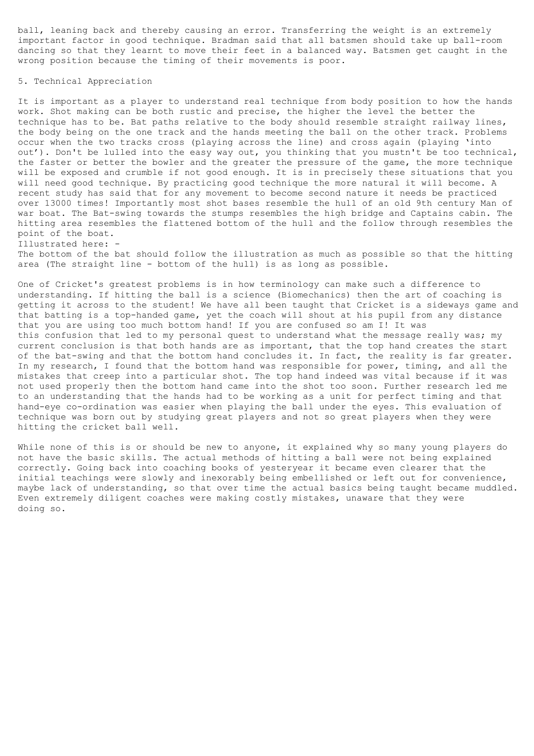ball, leaning back and thereby causing an error. Transferring the weight is an extremely important factor in good technique. Bradman said that all batsmen should take up ball-room dancing so that they learnt to move their feet in a balanced way. Batsmen get caught in the wrong position because the timing of their movements is poor.

## 5. Technical Appreciation

It is important as a player to understand real technique from body position to how the hands work. Shot making can be both rustic and precise, the higher the level the better the technique has to be. Bat paths relative to the body should resemble straight railway lines, the body being on the one track and the hands meeting the ball on the other track. Problems occur when the two tracks cross (playing across the line) and cross again (playing 'into out'). Don't be lulled into the easy way out, you thinking that you mustn't be too technical, the faster or better the bowler and the greater the pressure of the game, the more technique will be exposed and crumble if not good enough. It is in precisely these situations that you will need good technique. By practicing good technique the more natural it will become. A recent study has said that for any movement to become second nature it needs be practiced over 13000 times! Importantly most shot bases resemble the hull of an old 9th century Man of war boat. The Bat-swing towards the stumps resembles the high bridge and Captains cabin. The hitting area resembles the flattened bottom of the hull and the follow through resembles the point of the boat.

Illustrated here: -

The bottom of the bat should follow the illustration as much as possible so that the hitting area (The straight line - bottom of the hull) is as long as possible.

One of Cricket's greatest problems is in how terminology can make such a difference to understanding. If hitting the ball is a science (Biomechanics) then the art of coaching is getting it across to the student! We have all been taught that Cricket is a sideways game and that batting is a top-handed game, yet the coach will shout at his pupil from any distance that you are using too much bottom hand! If you are confused so am I! It was this confusion that led to my personal quest to understand what the message really was; my current conclusion is that both hands are as important, that the top hand creates the start of the bat-swing and that the bottom hand concludes it. In fact, the reality is far greater. In my research, I found that the bottom hand was responsible for power, timing, and all the mistakes that creep into a particular shot. The top hand indeed was vital because if it was not used properly then the bottom hand came into the shot too soon. Further research led me to an understanding that the hands had to be working as a unit for perfect timing and that hand-eye co-ordination was easier when playing the ball under the eyes. This evaluation of technique was born out by studying great players and not so great players when they were hitting the cricket ball well.

While none of this is or should be new to anyone, it explained why so many young players do not have the basic skills. The actual methods of hitting a ball were not being explained correctly. Going back into coaching books of yesteryear it became even clearer that the initial teachings were slowly and inexorably being embellished or left out for convenience, maybe lack of understanding, so that over time the actual basics being taught became muddled. Even extremely diligent coaches were making costly mistakes, unaware that they were doing so.